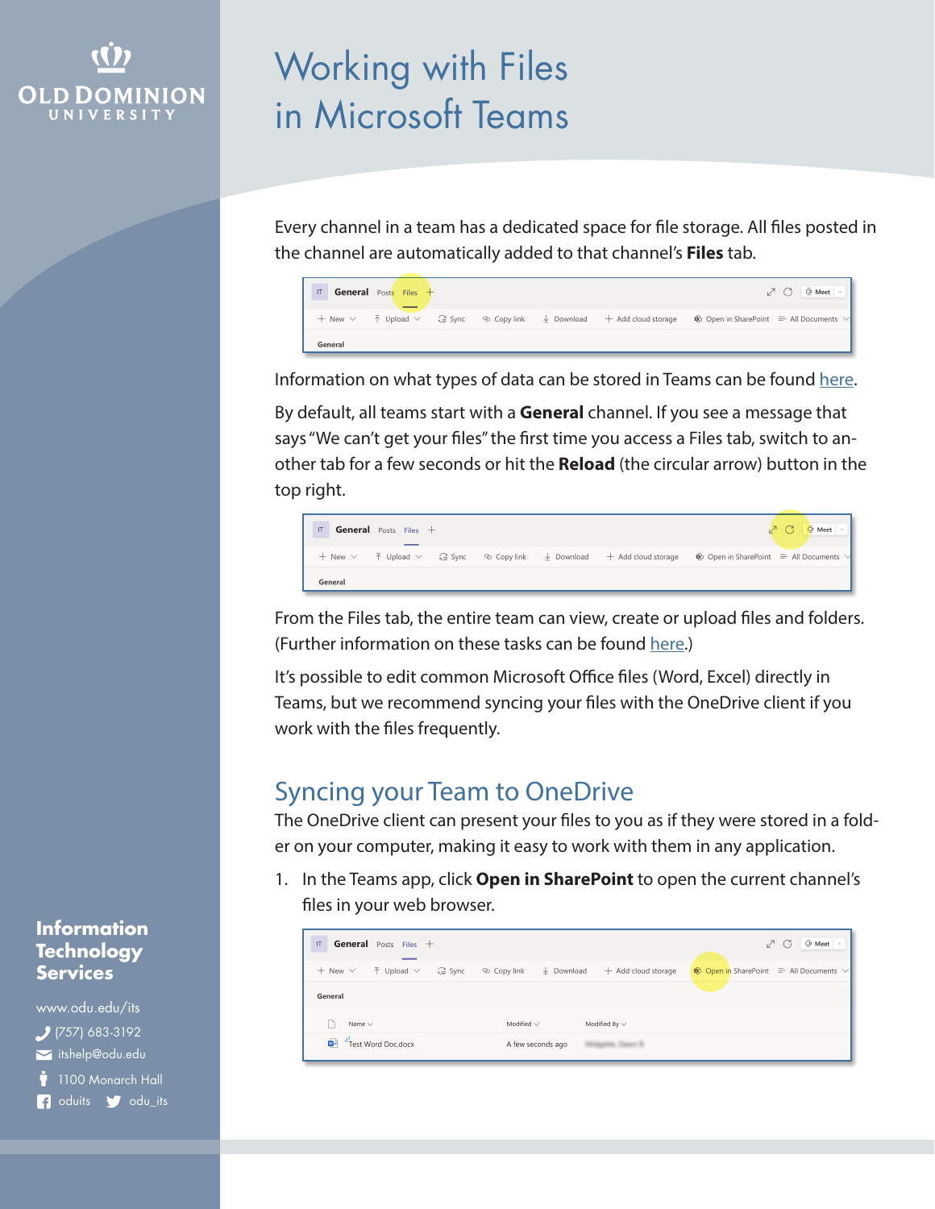# Working with Files in Microsoft Teams

Every channel in a team has a dedicated space for file storage. All files posted in the channel are automatically added to that channel's **Files** tab.

Information on what types of data can be stored in Teams can be found here.

By default, all teams start with a **General** channel. If you see a message that says "We can't get your files" the first time you access a Files tab, switch to another tab for a few seconds or hit the **Reload** (the circular arrow) button in the top right.

From the Files tab, the entire team can view, create or upload files and folders. (Further information on these tasks can be found here.)

It's possible to edit common Microsoft Office files (Word, Excel) directly in Teams, but we recommend syncing your files with the OneDrive client if you work with the files frequently.

## Syncing your Team to OneDrive

The OneDrive client can present your files to you as if they were stored in a folder on your computer, making it easy to work with them in any application.

1. In the Teams app, click **Open in SharePoint** to open the current channel's files in your web browser.

**Information Technology Services**

www.odu.edu/its

(757) 683-3192

itshelp@odu.edu

1100 Monarch Hall

oduits odu_its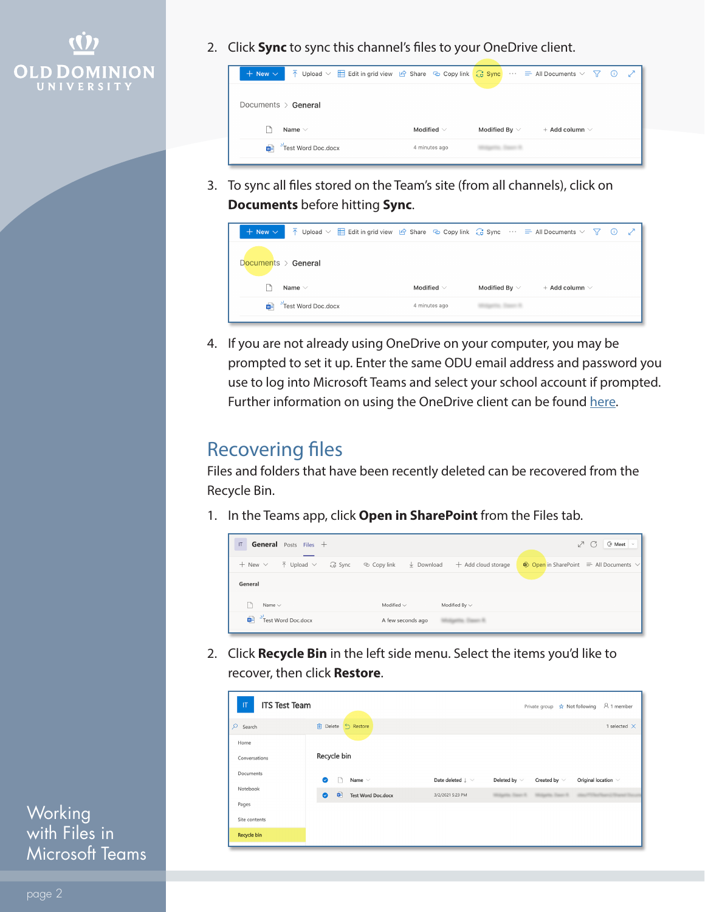2. Click **Sync** to sync this channel's files to your OneDrive client.

3. To sync all files stored on the Team's site (from all channels), click on **Documents** before hitting **Sync**.

4. If you are not already using OneDrive on your computer, you may be prompted to set it up. Enter the same ODU email address and password you use to log into Microsoft Teams and select your school account if prompted. Further information on using the OneDrive client can be found here.

## Recovering files

Files and folders that have been recently deleted can be recovered from the Recycle Bin.

1. In the Teams app, click **Open in SharePoint** from the Files tab.

2. Click **Recycle Bin** in the left side menu. Select the items you'd like to recover, then click **Restore**.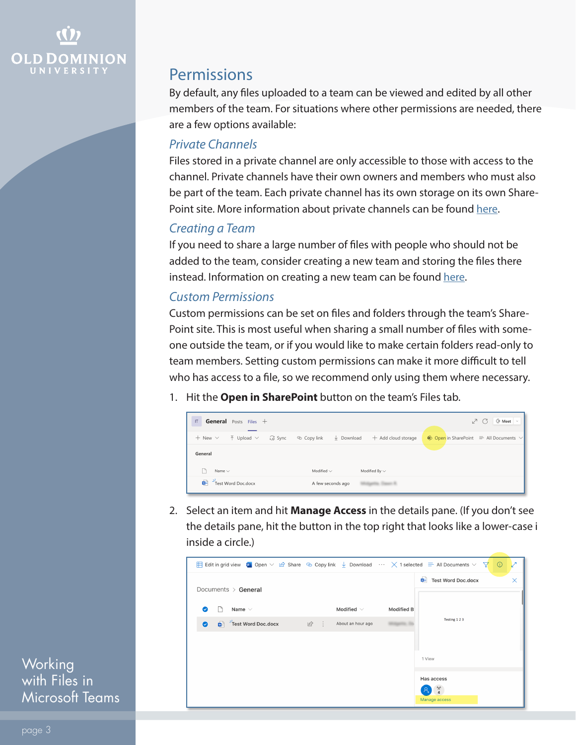## Permissions

By default, any files uploaded to a team can be viewed and edited by all other members of the team. For situations where other permissions are needed, there are a few options available:

### *Private Channels*

Files stored in a private channel are only accessible to those with access to the channel. Private channels have their own owners and members who must also be part of the team. Each private channel has its own storage on its own SharePoint site. More information about private channels can be found here.

### *Creating a Team*

If you need to share a large number of files with people who should not be added to the team, consider creating a new team and storing the files there instead. Information on creating a new team can be found here.

### *Custom Permissions*

Custom permissions can be set on files and folders through the team's SharePoint site. This is most useful when sharing a small number of files with someone outside the team, or if you would like to make certain folders read-only to team members. Setting custom permissions can make it more difficult to tell who has access to a file, so we recommend only using them where necessary.

1. Hit the **Open in SharePoint** button on the team's Files tab.

2. Select an item and hit **Manage Access** in the details pane. (If you don't see the details pane, hit the button in the top right that looks like a lower-case i inside a circle.)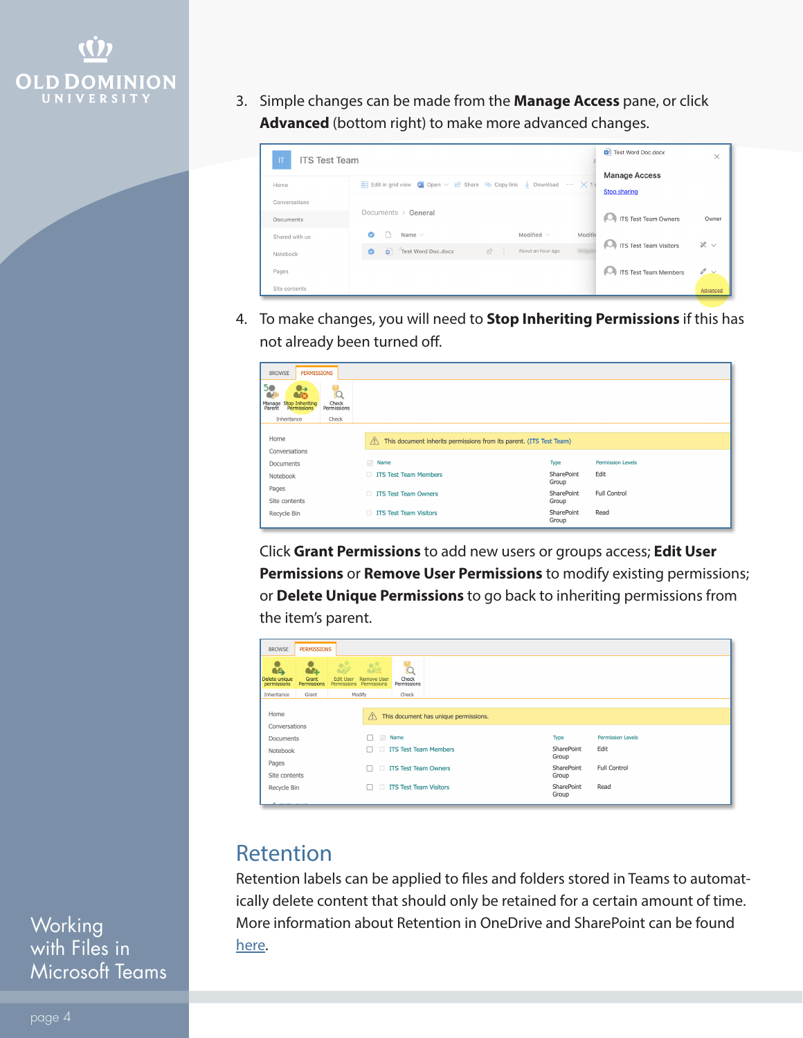3. Simple changes can be made from the **Manage Access** pane, or click **Advanced** (bottom right) to make more advanced changes.

4. To make changes, you will need to **Stop Inheriting Permissions** if this has not already been turned off.

Click **Grant Permissions** to add new users or groups access; **Edit User Permissions** or **Remove User Permissions** to modify existing permissions; or **Delete Unique Permissions** to go back to inheriting permissions from the item's parent.

## Retention

Retention labels can be applied to files and folders stored in Teams to automatically delete content that should only be retained for a certain amount of time. More information about Retention in OneDrive and SharePoint can be found here.